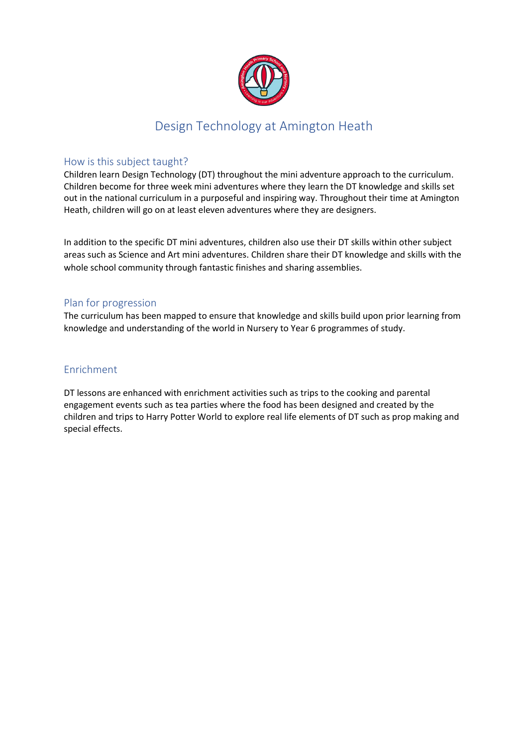# Design Technology at Amington Heath

## How is this subject taught?

Children learn Design Technology (DT) throughout the mini adventure approach to the curriculum. Children become for three week mini adventures where they learn the DT knowledge and skills set out in the national curriculum in a purposeful and inspiring way. Throughout their time at Amington Heath, children will go on at least eleven adventures where they are designers.

In addition to the specific DT mini adventures, children also use their DT skills within other subject areas such as Science and Art mini adventures. Children share their DT knowledge and skills with the whole school community through fantastic finishes and sharing assemblies.

## Plan for progression

The curriculum has been mapped to ensure that knowledge and skills build upon prior learning from knowledge and understanding of the world in Nursery to Year 6 programmes of study.

## Enrichment

DT lessons are enhanced with enrichment activities such as trips to the cooking and parental engagement events such as tea parties where the food has been designed and created by the children and trips to Harry Potter World to explore real life elements of DT such as prop making and special effects.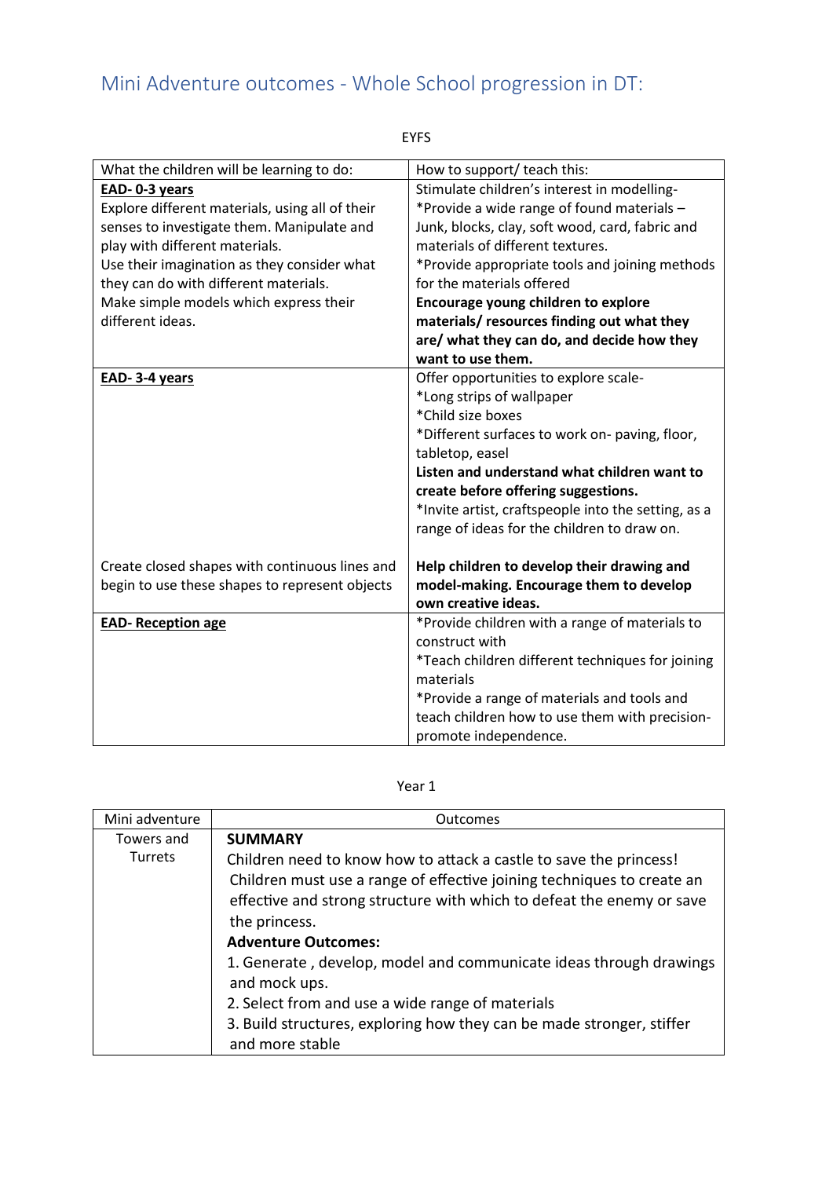# Mini Adventure outcomes - Whole School progression in DT:

EYFS

| What the children will be learning to do: | How to support/ teach this: |
|---|---|
| **EAD- 0-3 years**<br>Explore different materials, using all of their senses to investigate them. Manipulate and play with different materials.<br>Use their imagination as they consider what they can do with different materials.<br>Make simple models which express their different ideas. | Stimulate children's interest in modelling-<br>*Provide a wide range of found materials – Junk, blocks, clay, soft wood, card, fabric and materials of different textures.<br>*Provide appropriate tools and joining methods for the materials offered<br>**Encourage young children to explore materials/ resources finding out what they are/ what they can do, and decide how they want to use them.** |
| **EAD- 3-4 years**<br><br>Create closed shapes with continuous lines and begin to use these shapes to represent objects | Offer opportunities to explore scale-<br>*Long strips of wallpaper<br>*Child size boxes<br>*Different surfaces to work on- paving, floor, tabletop, easel<br>**Listen and understand what children want to create before offering suggestions.**<br>*Invite artist, craftspeople into the setting, as a range of ideas for the children to draw on.<br><br>**Help children to develop their drawing and model-making. Encourage them to develop own creative ideas.** |
| **EAD- Reception age** | *Provide children with a range of materials to construct with<br>*Teach children different techniques for joining materials<br>*Provide a range of materials and tools and teach children how to use them with precision- promote independence. |

Year 1

| Mini adventure | Outcomes |
|---|---|
| Towers and Turrets | **SUMMARY**<br>Children need to know how to attack a castle to save the princess! Children must use a range of effective joining techniques to create an effective and strong structure with which to defeat the enemy or save the princess.<br>**Adventure Outcomes:**<br>1. Generate , develop, model and communicate ideas through drawings and mock ups.<br>2. Select from and use a wide range of materials<br>3. Build structures, exploring how they can be made stronger, stiffer and more stable |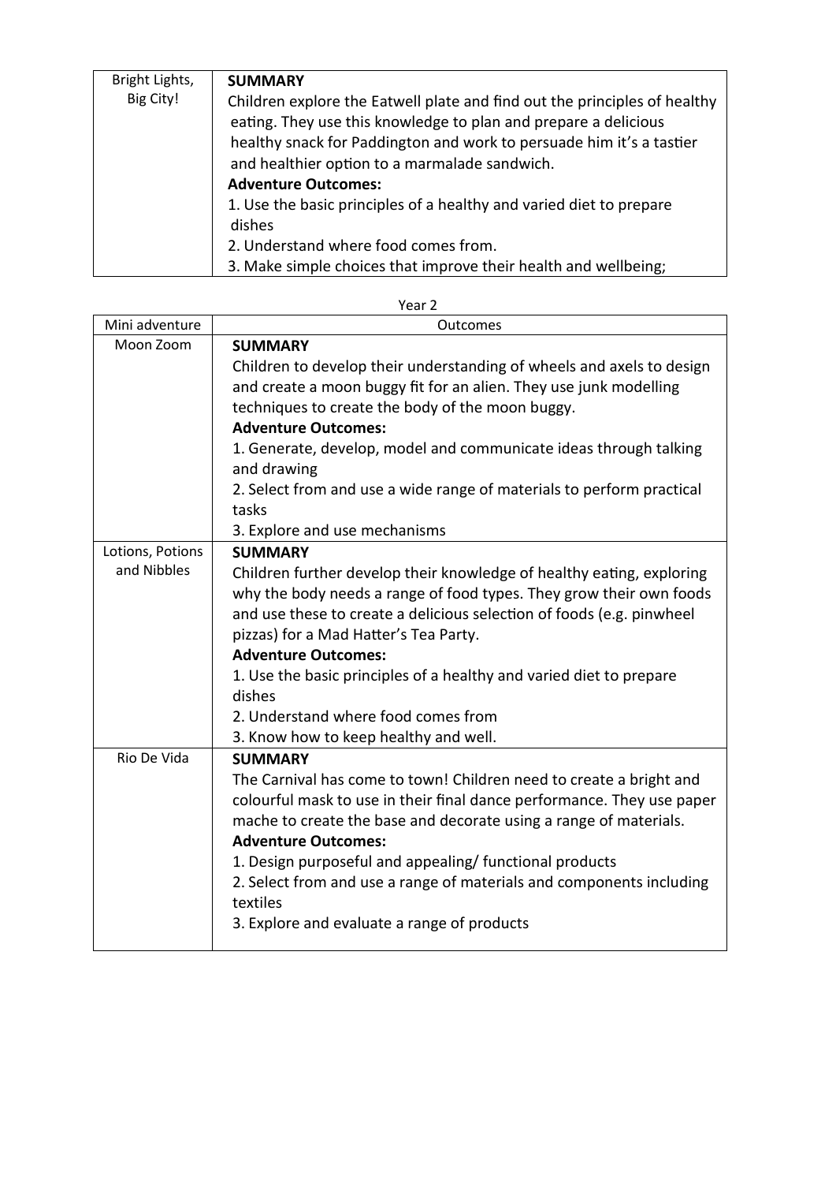| | |
|---|---|
| Bright Lights, Big City! | **SUMMARY**<br>Children explore the Eatwell plate and find out the principles of healthy eating. They use this knowledge to plan and prepare a delicious healthy snack for Paddington and work to persuade him it's a tastier and healthier option to a marmalade sandwich.<br>**Adventure Outcomes:**<br>1. Use the basic principles of a healthy and varied diet to prepare dishes<br>2. Understand where food comes from.<br>3. Make simple choices that improve their health and wellbeing; |

Year 2

| Mini adventure | Outcomes |
|---|---|
| Moon Zoom | **SUMMARY**<br>Children to develop their understanding of wheels and axels to design and create a moon buggy fit for an alien. They use junk modelling techniques to create the body of the moon buggy.<br>**Adventure Outcomes:**<br>1. Generate, develop, model and communicate ideas through talking and drawing<br>2. Select from and use a wide range of materials to perform practical tasks<br>3. Explore and use mechanisms |
| Lotions, Potions and Nibbles | **SUMMARY**<br>Children further develop their knowledge of healthy eating, exploring why the body needs a range of food types. They grow their own foods and use these to create a delicious selection of foods (e.g. pinwheel pizzas) for a Mad Hatter's Tea Party.<br>**Adventure Outcomes:**<br>1. Use the basic principles of a healthy and varied diet to prepare dishes<br>2. Understand where food comes from<br>3. Know how to keep healthy and well. |
| Rio De Vida | **SUMMARY**<br>The Carnival has come to town! Children need to create a bright and colourful mask to use in their final dance performance. They use paper mache to create the base and decorate using a range of materials.<br>**Adventure Outcomes:**<br>1. Design purposeful and appealing/ functional products<br>2. Select from and use a range of materials and components including textiles<br>3. Explore and evaluate a range of products |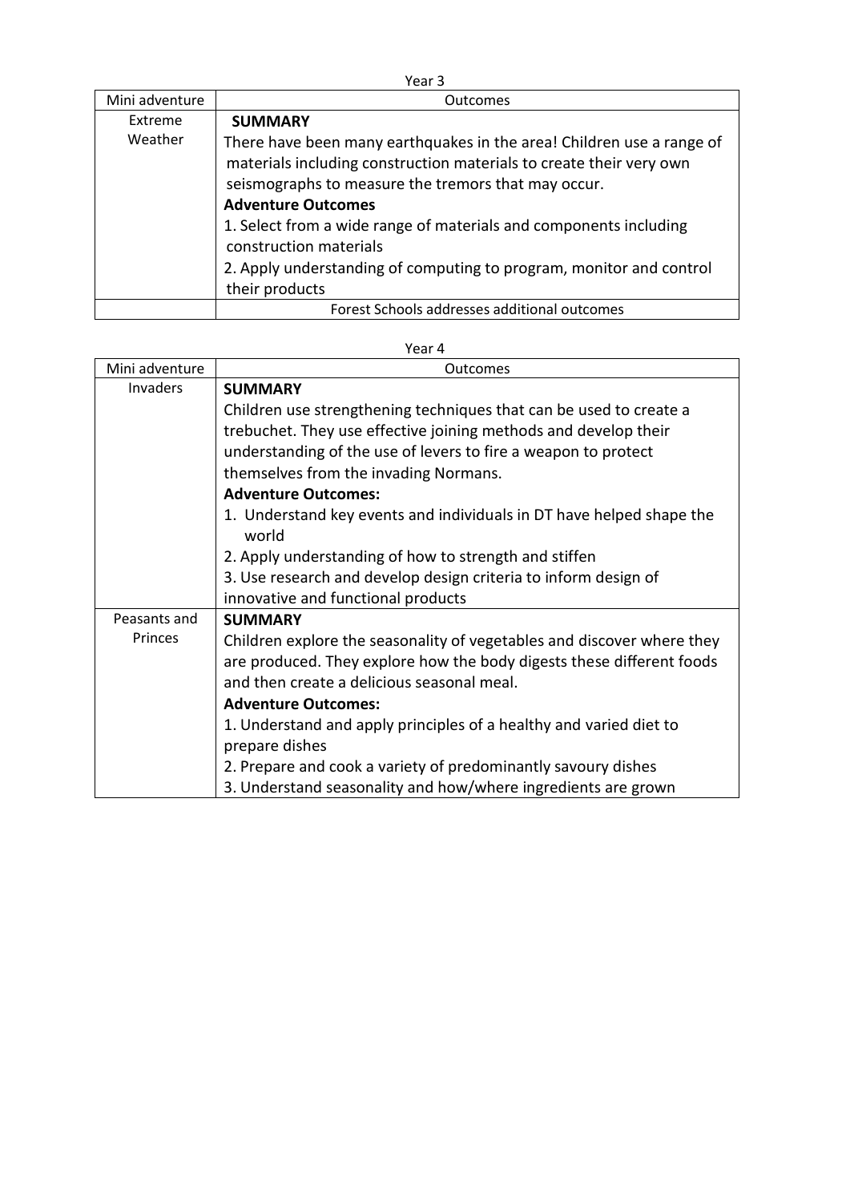Year 3

| Mini adventure | Outcomes |
|---|---|
| Extreme Weather | **SUMMARY**<br>There have been many earthquakes in the area! Children use a range of materials including construction materials to create their very own seismographs to measure the tremors that may occur.<br>**Adventure Outcomes**<br>1. Select from a wide range of materials and components including construction materials<br>2. Apply understanding of computing to program, monitor and control their products |
| | Forest Schools addresses additional outcomes |

Year 4

| Mini adventure | Outcomes |
|---|---|
| Invaders | **SUMMARY**<br>Children use strengthening techniques that can be used to create a trebuchet. They use effective joining methods and develop their understanding of the use of levers to fire a weapon to protect themselves from the invading Normans.<br>**Adventure Outcomes:**<br>1. Understand key events and individuals in DT have helped shape the world<br>2. Apply understanding of how to strength and stiffen<br>3. Use research and develop design criteria to inform design of innovative and functional products |
| Peasants and Princes | **SUMMARY**<br>Children explore the seasonality of vegetables and discover where they are produced. They explore how the body digests these different foods and then create a delicious seasonal meal.<br>**Adventure Outcomes:**<br>1. Understand and apply principles of a healthy and varied diet to prepare dishes<br>2. Prepare and cook a variety of predominantly savoury dishes<br>3. Understand seasonality and how/where ingredients are grown |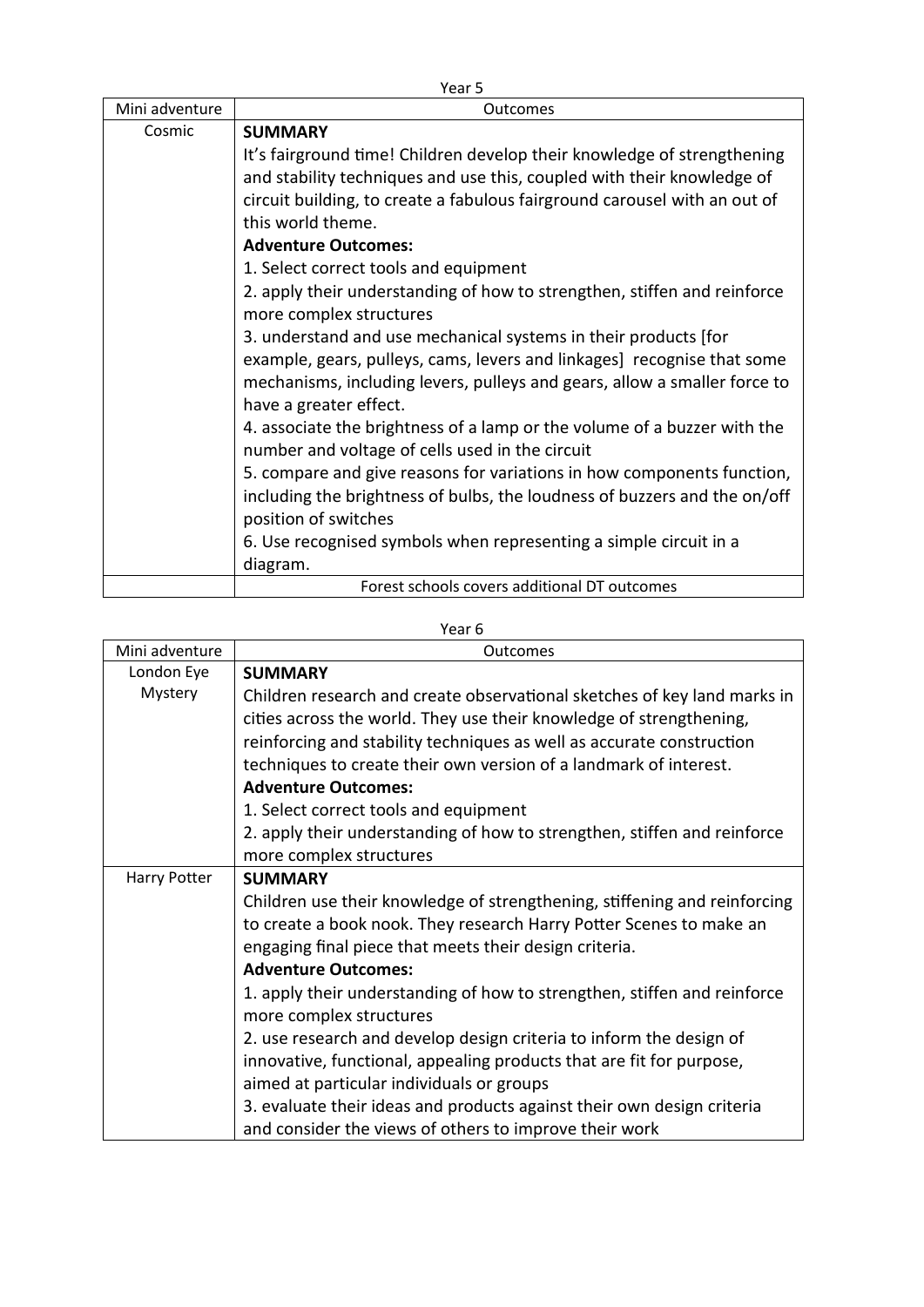Year 5

| Mini adventure | Outcomes |
|---|---|
| Cosmic | **SUMMARY**<br>It's fairground time! Children develop their knowledge of strengthening and stability techniques and use this, coupled with their knowledge of circuit building, to create a fabulous fairground carousel with an out of this world theme.<br>**Adventure Outcomes:**<br>1. Select correct tools and equipment<br>2. apply their understanding of how to strengthen, stiffen and reinforce more complex structures<br>3. understand and use mechanical systems in their products [for example, gears, pulleys, cams, levers and linkages] recognise that some mechanisms, including levers, pulleys and gears, allow a smaller force to have a greater effect.<br>4. associate the brightness of a lamp or the volume of a buzzer with the number and voltage of cells used in the circuit<br>5. compare and give reasons for variations in how components function, including the brightness of bulbs, the loudness of buzzers and the on/off position of switches<br>6. Use recognised symbols when representing a simple circuit in a diagram. |
| | Forest schools covers additional DT outcomes |

Year 6

| Mini adventure | Outcomes |
|---|---|
| London Eye Mystery | **SUMMARY**<br>Children research and create observational sketches of key land marks in cities across the world. They use their knowledge of strengthening, reinforcing and stability techniques as well as accurate construction techniques to create their own version of a landmark of interest.<br>**Adventure Outcomes:**<br>1. Select correct tools and equipment<br>2. apply their understanding of how to strengthen, stiffen and reinforce more complex structures |
| Harry Potter | **SUMMARY**<br>Children use their knowledge of strengthening, stiffening and reinforcing to create a book nook. They research Harry Potter Scenes to make an engaging final piece that meets their design criteria.<br>**Adventure Outcomes:**<br>1. apply their understanding of how to strengthen, stiffen and reinforce more complex structures<br>2. use research and develop design criteria to inform the design of innovative, functional, appealing products that are fit for purpose, aimed at particular individuals or groups<br>3. evaluate their ideas and products against their own design criteria and consider the views of others to improve their work |